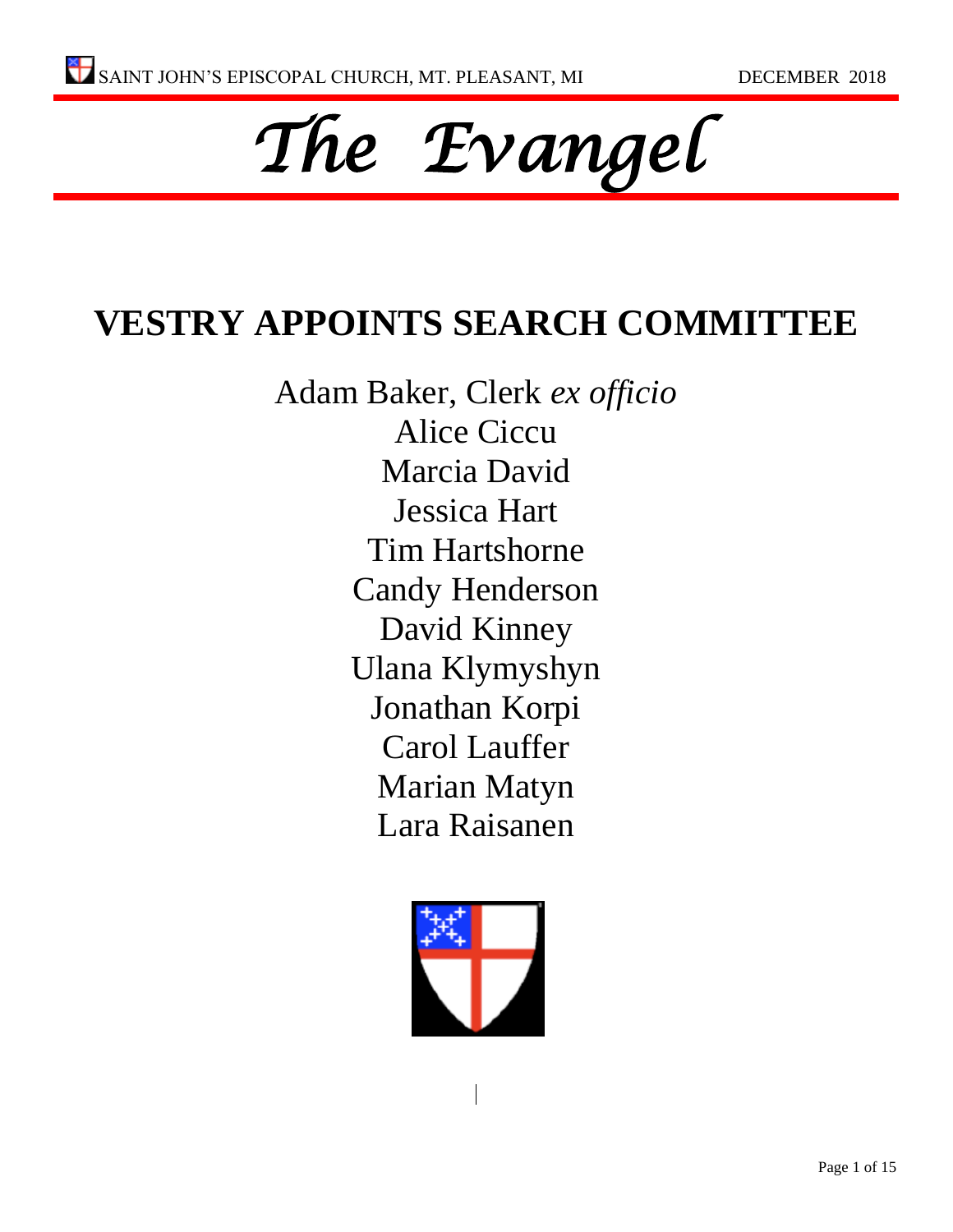# The Evangel

## VESTRY APPOINTS SEARCH COMMITTEE

Adam Baker, Clerk *ex officio*
Alice Ciccu
Marcia David
Jessica Hart
Tim Hartshorne
Candy Henderson
David Kinney
Ulana Klymyshyn
Jonathan Korpi
Carol Lauffer
Marian Matyn
Lara Raisanen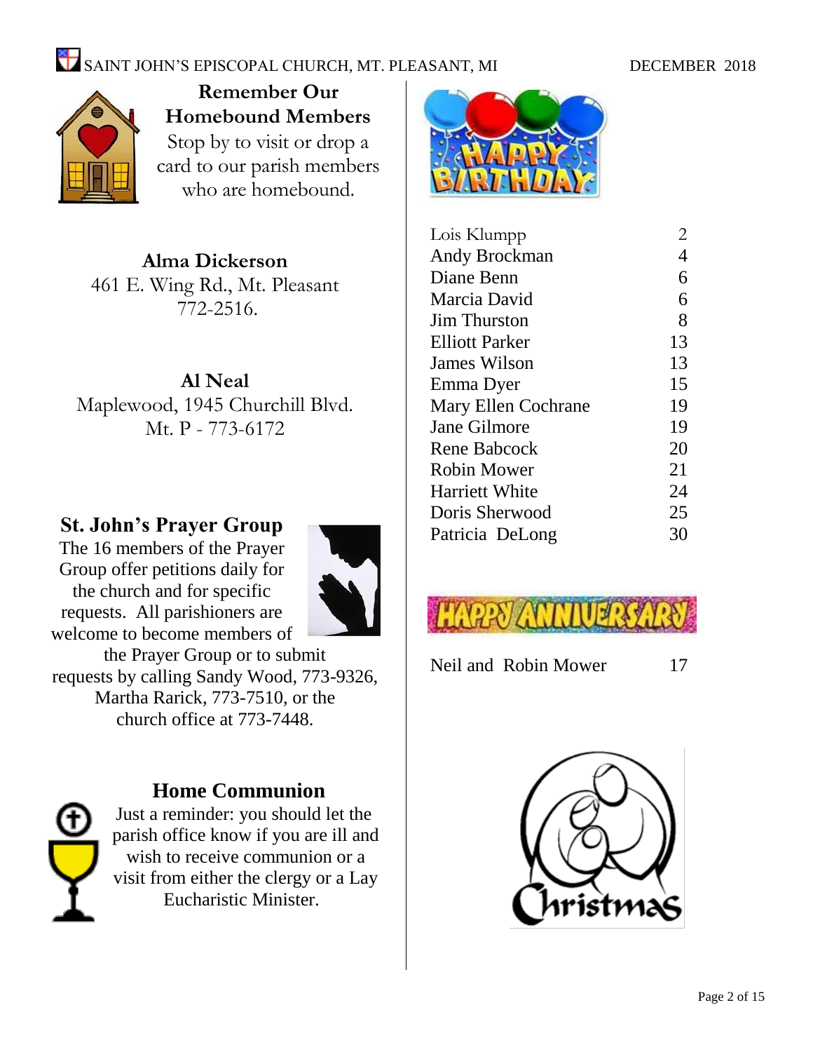## Remember Our Homebound Members

Stop by to visit or drop a card to our parish members who are homebound.

**Alma Dickerson**
461 E. Wing Rd., Mt. Pleasant
772-2516.

**Al Neal**
Maplewood, 1945 Churchill Blvd.
Mt. P - 773-6172

## St. John's Prayer Group

The 16 members of the Prayer Group offer petitions daily for the church and for specific requests. All parishioners are welcome to become members of the Prayer Group or to submit requests by calling Sandy Wood, 773-9326, Martha Rarick, 773-7510, or the church office at 773-7448.

## Home Communion

Just a reminder: you should let the parish office know if you are ill and wish to receive communion or a visit from either the clergy or a Lay Eucharistic Minister.

## HAPPY BIRTHDAY

| Name | Day |
|---|---|
| Lois Klumpp | 2 |
| Andy Brockman | 4 |
| Diane Benn | 6 |
| Marcia David | 6 |
| Jim Thurston | 8 |
| Elliott Parker | 13 |
| James Wilson | 13 |
| Emma Dyer | 15 |
| Mary Ellen Cochrane | 19 |
| Jane Gilmore | 19 |
| Rene Babcock | 20 |
| Robin Mower | 21 |
| Harriett White | 24 |
| Doris Sherwood | 25 |
| Patricia DeLong | 30 |

## HAPPY ANNIVERSARY

| Names | Day |
|---|---|
| Neil and Robin Mower | 17 |

Christmas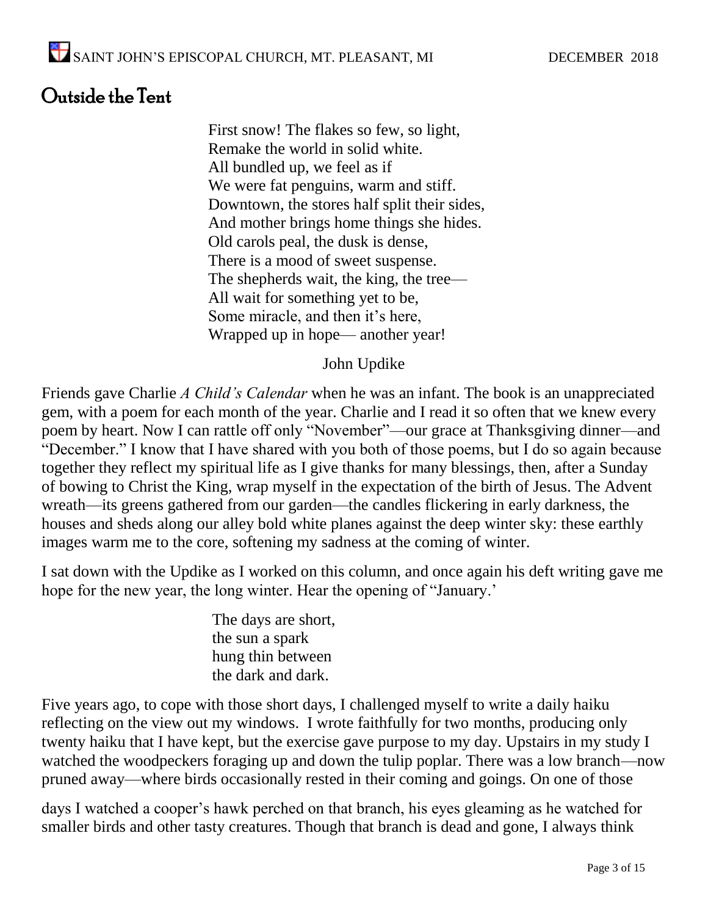# Outside the Tent

First snow! The flakes so few, so light,
Remake the world in solid white.
All bundled up, we feel as if
We were fat penguins, warm and stiff.
Downtown, the stores half split their sides,
And mother brings home things she hides.
Old carols peal, the dusk is dense,
There is a mood of sweet suspense.
The shepherds wait, the king, the tree—
All wait for something yet to be,
Some miracle, and then it's here,
Wrapped up in hope— another year!

John Updike

Friends gave Charlie *A Child's Calendar* when he was an infant. The book is an unappreciated gem, with a poem for each month of the year. Charlie and I read it so often that we knew every poem by heart. Now I can rattle off only "November"—our grace at Thanksgiving dinner—and "December." I know that I have shared with you both of those poems, but I do so again because together they reflect my spiritual life as I give thanks for many blessings, then, after a Sunday of bowing to Christ the King, wrap myself in the expectation of the birth of Jesus. The Advent wreath—its greens gathered from our garden—the candles flickering in early darkness, the houses and sheds along our alley bold white planes against the deep winter sky: these earthly images warm me to the core, softening my sadness at the coming of winter.

I sat down with the Updike as I worked on this column, and once again his deft writing gave me hope for the new year, the long winter. Hear the opening of "January.'

The days are short,
the sun a spark
hung thin between
the dark and dark.

Five years ago, to cope with those short days, I challenged myself to write a daily haiku reflecting on the view out my windows. I wrote faithfully for two months, producing only twenty haiku that I have kept, but the exercise gave purpose to my day. Upstairs in my study I watched the woodpeckers foraging up and down the tulip poplar. There was a low branch—now pruned away—where birds occasionally rested in their coming and goings. On one of those

days I watched a cooper's hawk perched on that branch, his eyes gleaming as he watched for smaller birds and other tasty creatures. Though that branch is dead and gone, I always think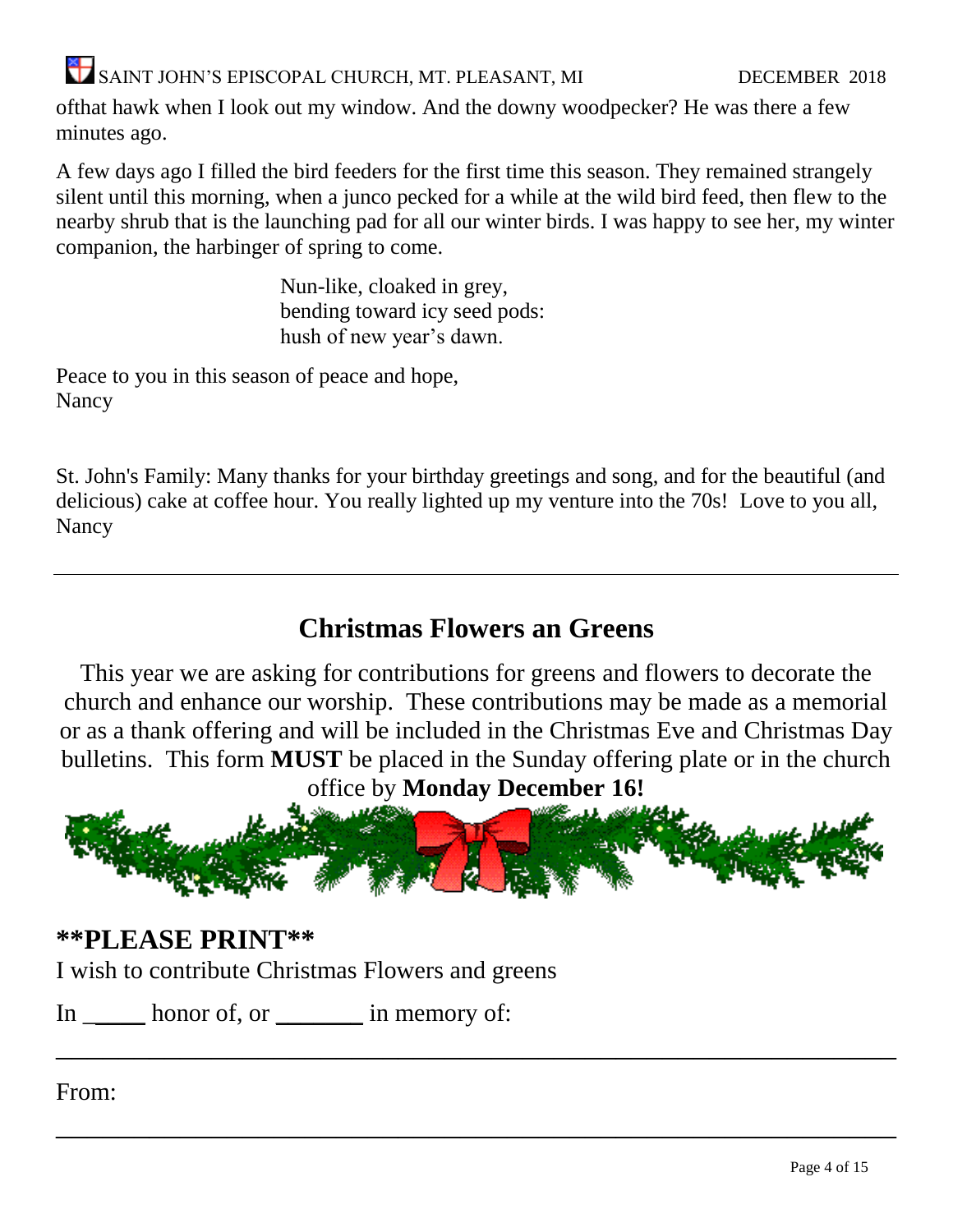ofthat hawk when I look out my window. And the downy woodpecker? He was there a few minutes ago.

A few days ago I filled the bird feeders for the first time this season. They remained strangely silent until this morning, when a junco pecked for a while at the wild bird feed, then flew to the nearby shrub that is the launching pad for all our winter birds. I was happy to see her, my winter companion, the harbinger of spring to come.

> Nun-like, cloaked in grey,
> bending toward icy seed pods:
> hush of new year's dawn.

Peace to you in this season of peace and hope,
Nancy

St. John's Family: Many thanks for your birthday greetings and song, and for the beautiful (and delicious) cake at coffee hour. You really lighted up my venture into the 70s! Love to you all,
Nancy

---

## Christmas Flowers an Greens

This year we are asking for contributions for greens and flowers to decorate the church and enhance our worship. These contributions may be made as a memorial or as a thank offering and will be included in the Christmas Eve and Christmas Day bulletins. This form **MUST** be placed in the Sunday offering plate or in the church office by **Monday December 16!**

## **PLEASE PRINT**

I wish to contribute Christmas Flowers and greens

In _____ honor of, or _______ in memory of:

______________________________________________

From:

______________________________________________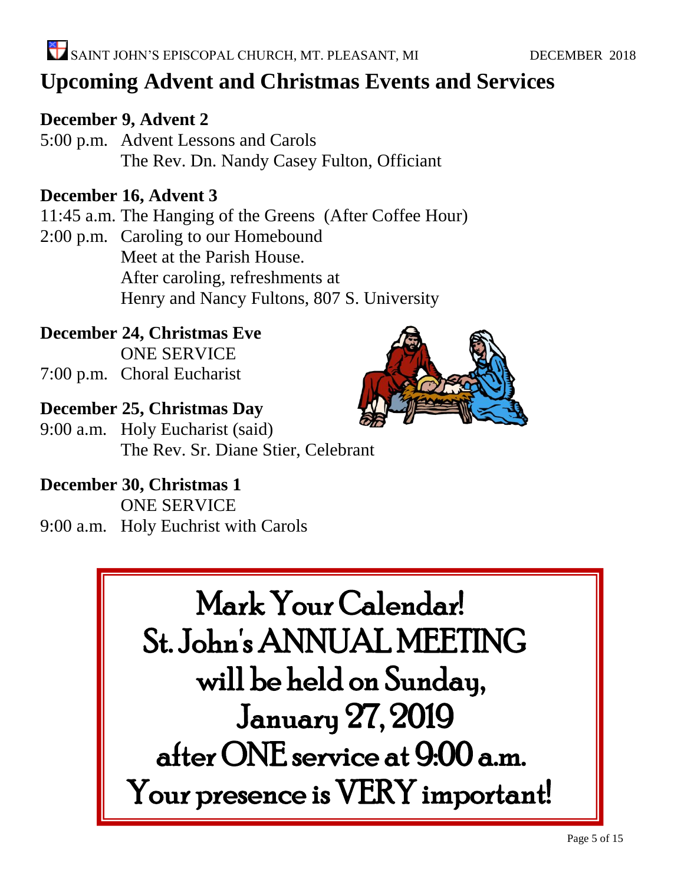# Upcoming Advent and Christmas Events and Services

**December 9, Advent 2**

5:00 p.m. Advent Lessons and Carols
The Rev. Dn. Nandy Casey Fulton, Officiant

**December 16, Advent 3**

11:45 a.m. The Hanging of the Greens (After Coffee Hour)

2:00 p.m. Caroling to our Homebound
Meet at the Parish House.
After caroling, refreshments at
Henry and Nancy Fultons, 807 S. University

**December 24, Christmas Eve**

ONE SERVICE

7:00 p.m. Choral Eucharist

**December 25, Christmas Day**

9:00 a.m. Holy Eucharist (said)
The Rev. Sr. Diane Stier, Celebrant

**December 30, Christmas 1**

ONE SERVICE

9:00 a.m. Holy Euchrist with Carols

Mark Your Calendar!
St. John's ANNUAL MEETING
will be held on Sunday,
January 27, 2019
after ONE service at 9:00 a.m.
Your presence is VERY important!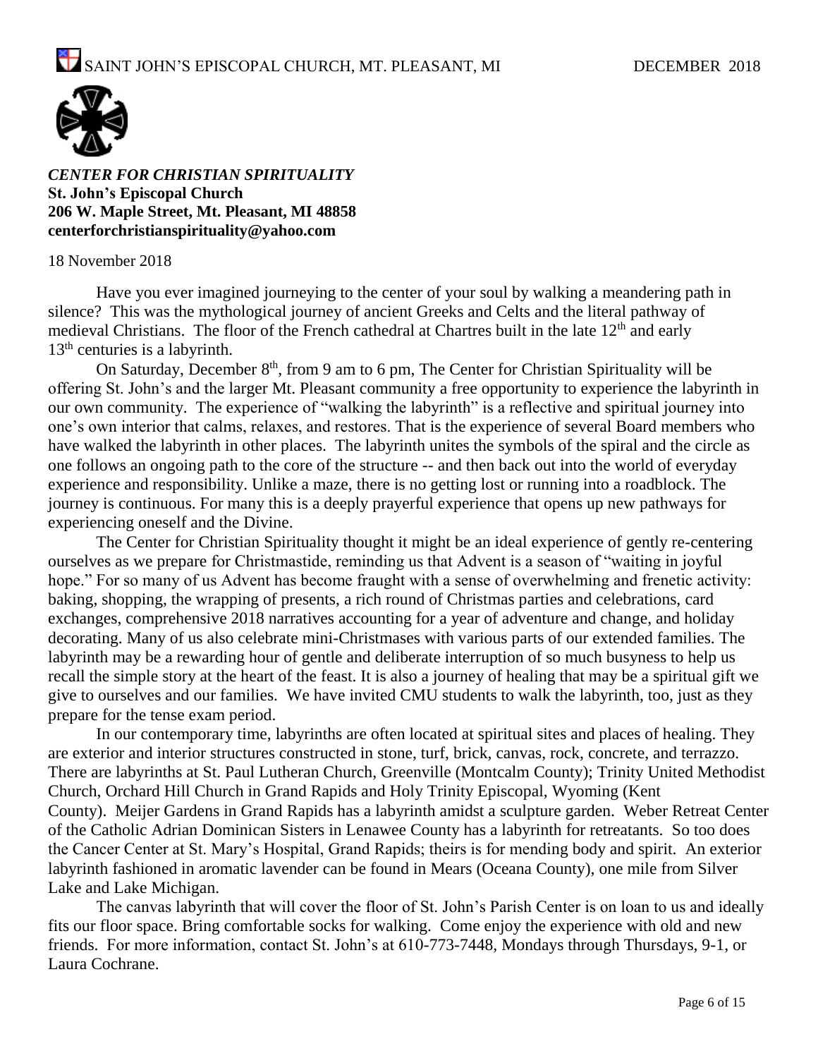***CENTER FOR CHRISTIAN SPIRITUALITY***
**St. John's Episcopal Church**
**206 W. Maple Street, Mt. Pleasant, MI 48858**
**centerforchristianspirituality@yahoo.com**

18 November 2018

Have you ever imagined journeying to the center of your soul by walking a meandering path in silence? This was the mythological journey of ancient Greeks and Celts and the literal pathway of medieval Christians. The floor of the French cathedral at Chartres built in the late 12th and early 13th centuries is a labyrinth.

On Saturday, December 8th, from 9 am to 6 pm, The Center for Christian Spirituality will be offering St. John's and the larger Mt. Pleasant community a free opportunity to experience the labyrinth in our own community. The experience of "walking the labyrinth" is a reflective and spiritual journey into one's own interior that calms, relaxes, and restores. That is the experience of several Board members who have walked the labyrinth in other places. The labyrinth unites the symbols of the spiral and the circle as one follows an ongoing path to the core of the structure -- and then back out into the world of everyday experience and responsibility. Unlike a maze, there is no getting lost or running into a roadblock. The journey is continuous. For many this is a deeply prayerful experience that opens up new pathways for experiencing oneself and the Divine.

The Center for Christian Spirituality thought it might be an ideal experience of gently re-centering ourselves as we prepare for Christmastide, reminding us that Advent is a season of "waiting in joyful hope." For so many of us Advent has become fraught with a sense of overwhelming and frenetic activity: baking, shopping, the wrapping of presents, a rich round of Christmas parties and celebrations, card exchanges, comprehensive 2018 narratives accounting for a year of adventure and change, and holiday decorating. Many of us also celebrate mini-Christmases with various parts of our extended families. The labyrinth may be a rewarding hour of gentle and deliberate interruption of so much busyness to help us recall the simple story at the heart of the feast. It is also a journey of healing that may be a spiritual gift we give to ourselves and our families. We have invited CMU students to walk the labyrinth, too, just as they prepare for the tense exam period.

In our contemporary time, labyrinths are often located at spiritual sites and places of healing. They are exterior and interior structures constructed in stone, turf, brick, canvas, rock, concrete, and terrazzo. There are labyrinths at St. Paul Lutheran Church, Greenville (Montcalm County); Trinity United Methodist Church, Orchard Hill Church in Grand Rapids and Holy Trinity Episcopal, Wyoming (Kent County). Meijer Gardens in Grand Rapids has a labyrinth amidst a sculpture garden. Weber Retreat Center of the Catholic Adrian Dominican Sisters in Lenawee County has a labyrinth for retreatants. So too does the Cancer Center at St. Mary's Hospital, Grand Rapids; theirs is for mending body and spirit. An exterior labyrinth fashioned in aromatic lavender can be found in Mears (Oceana County), one mile from Silver Lake and Lake Michigan.

The canvas labyrinth that will cover the floor of St. John's Parish Center is on loan to us and ideally fits our floor space. Bring comfortable socks for walking. Come enjoy the experience with old and new friends. For more information, contact St. John's at 610-773-7448, Mondays through Thursdays, 9-1, or Laura Cochrane.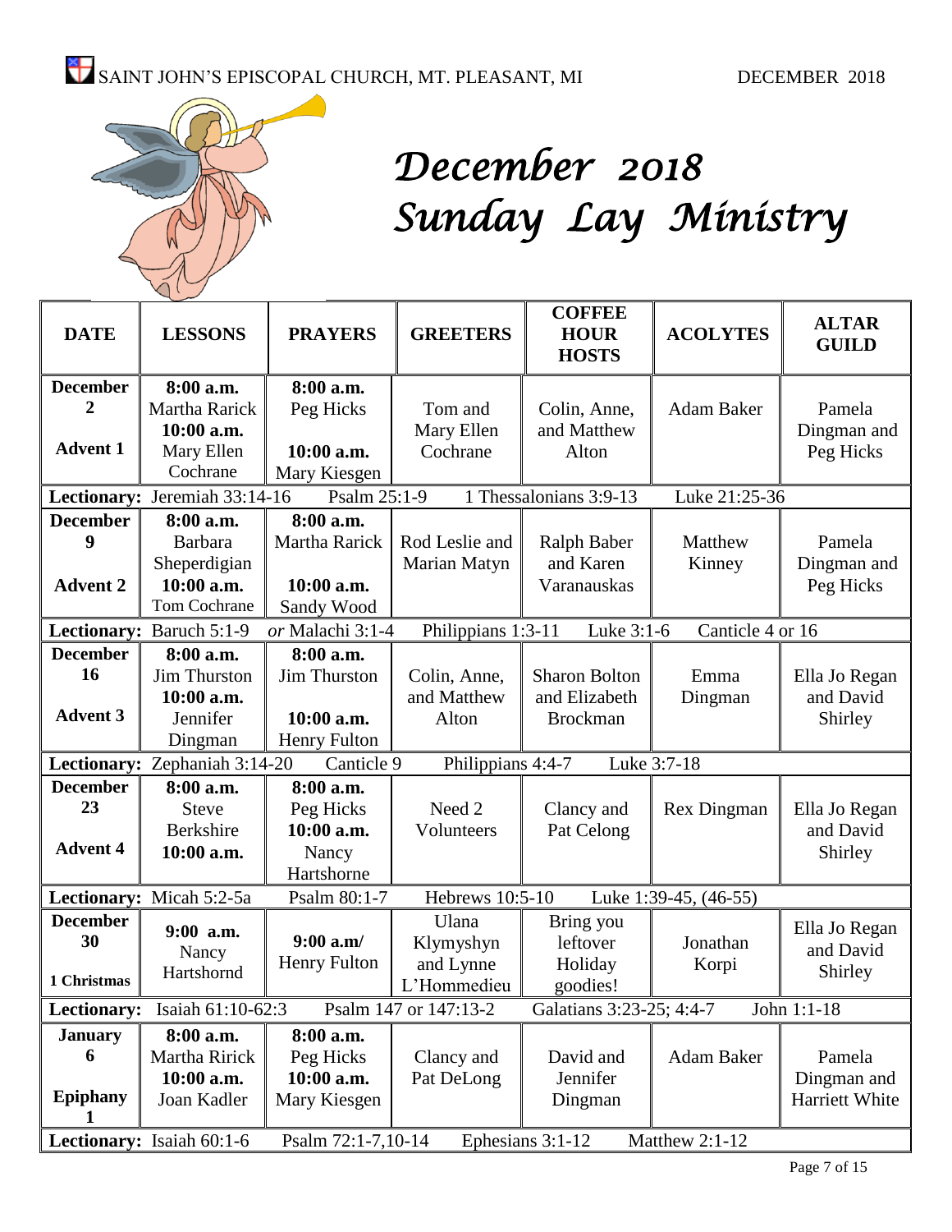# December 2018 Sunday Lay Ministry

| DATE | LESSONS | PRAYERS | GREETERS | COFFEE HOUR HOSTS | ACOLYTES | ALTAR GUILD |
|---|---|---|---|---|---|---|
| **December 2** **Advent 1** | **8:00 a.m.** Martha Rarick **10:00 a.m.** Mary Ellen Cochrane | **8:00 a.m.** Peg Hicks **10:00 a.m.** Mary Kiesgen | Tom and Mary Ellen Cochrane | Colin, Anne, and Matthew Alton | Adam Baker | Pamela Dingman and Peg Hicks |
| **Lectionary:** Jeremiah 33:14-16 Psalm 25:1-9 1 Thessalonians 3:9-13 Luke 21:25-36 | | | | | | |
| **December 9** **Advent 2** | **8:00 a.m.** Barbara Sheperdigian **10:00 a.m.** Tom Cochrane | **8:00 a.m.** Martha Rarick **10:00 a.m.** Sandy Wood | Rod Leslie and Marian Matyn | Ralph Baber and Karen Varanauskas | Matthew Kinney | Pamela Dingman and Peg Hicks |
| **Lectionary:** Baruch 5:1-9 *or* Malachi 3:1-4 Philippians 1:3-11 Luke 3:1-6 Canticle 4 or 16 | | | | | | |
| **December 16** **Advent 3** | **8:00 a.m.** Jim Thurston **10:00 a.m.** Jennifer Dingman | **8:00 a.m.** Jim Thurston **10:00 a.m.** Henry Fulton | Colin, Anne, and Matthew Alton | Sharon Bolton and Elizabeth Brockman | Emma Dingman | Ella Jo Regan and David Shirley |
| **Lectionary:** Zephaniah 3:14-20 Canticle 9 Philippians 4:4-7 Luke 3:7-18 | | | | | | |
| **December 23** **Advent 4** | **8:00 a.m.** Steve Berkshire **10:00 a.m.** | **8:00 a.m.** Peg Hicks **10:00 a.m.** Nancy Hartshorne | Need 2 Volunteers | Clancy and Pat Celong | Rex Dingman | Ella Jo Regan and David Shirley |
| **Lectionary:** Micah 5:2-5a Psalm 80:1-7 Hebrews 10:5-10 Luke 1:39-45, (46-55) | | | | | | |
| **December 30** **1 Christmas** | **9:00 a.m.** Nancy Hartshornd | **9:00 a.m/** Henry Fulton | Ulana Klymyshyn and Lynne L'Hommedieu | Bring you leftover Holiday goodies! | Jonathan Korpi | Ella Jo Regan and David Shirley |
| **Lectionary:** Isaiah 61:10-62:3 Psalm 147 or 147:13-2 Galatians 3:23-25; 4:4-7 John 1:1-18 | | | | | | |
| **January 6** **Epiphany 1** | **8:00 a.m.** Martha Ririck **10:00 a.m.** Joan Kadler | **8:00 a.m.** Peg Hicks **10:00 a.m.** Mary Kiesgen | Clancy and Pat DeLong | David and Jennifer Dingman | Adam Baker | Pamela Dingman and Harriett White |
| **Lectionary:** Isaiah 60:1-6 Psalm 72:1-7,10-14 Ephesians 3:1-12 Matthew 2:1-12 | | | | | | |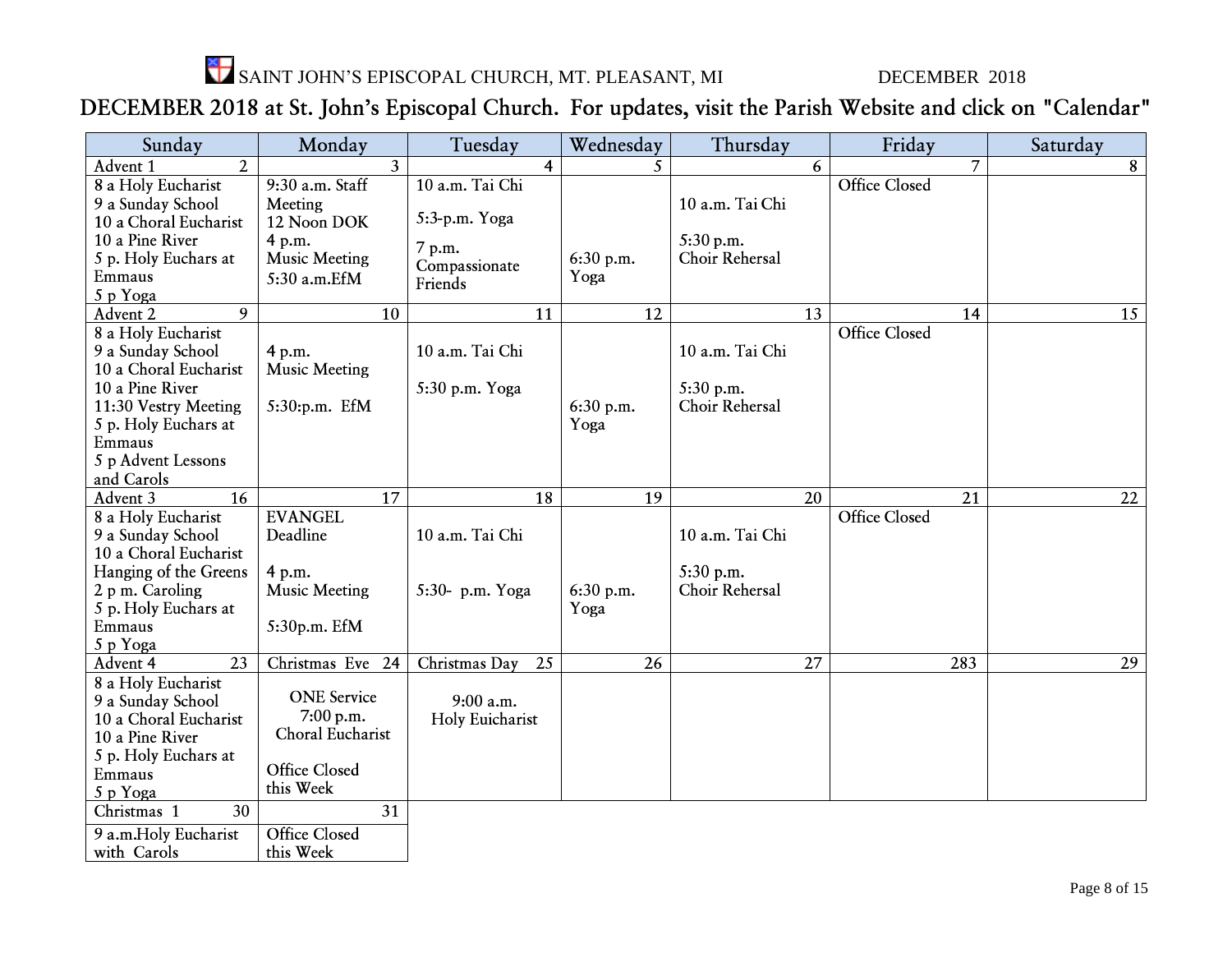SAINT JOHN'S EPISCOPAL CHURCH, MT. PLEASANT, MI DECEMBER 2018

## DECEMBER 2018 at St. John's Episcopal Church. For updates, visit the Parish Website and click on "Calendar"

| Sunday | Monday | Tuesday | Wednesday | Thursday | Friday | Saturday |
|---|---|---|---|---|---|---|
| Advent 1 2 | 3 | 4 | 5 | 6 | 7 | 8 |
| 8 a Holy Eucharist<br>9 a Sunday School<br>10 a Choral Eucharist<br>10 a Pine River<br>5 p. Holy Euchars at Emmaus<br>5 p Yoga | 9:30 a.m. Staff Meeting<br>12 Noon DOK<br>4 p.m. Music Meeting<br>5:30 a.m.EfM | 10 a.m. Tai Chi<br>5:3-p.m. Yoga<br>7 p.m. Compassionate Friends | 6:30 p.m. Yoga | 10 a.m. Tai Chi<br>5:30 p.m. Choir Rehersal | Office Closed | |
| Advent 2 9 | 10 | 11 | 12 | 13 | 14 | 15 |
| 8 a Holy Eucharist<br>9 a Sunday School<br>10 a Choral Eucharist<br>10 a Pine River<br>11:30 Vestry Meeting<br>5 p. Holy Euchars at Emmaus<br>5 p Advent Lessons and Carols | 4 p.m. Music Meeting<br>5:30:p.m. EfM | 10 a.m. Tai Chi<br>5:30 p.m. Yoga | 6:30 p.m. Yoga | 10 a.m. Tai Chi<br>5:30 p.m. Choir Rehersal | Office Closed | |
| Advent 3 16 | 17 | 18 | 19 | 20 | 21 | 22 |
| 8 a Holy Eucharist<br>9 a Sunday School<br>10 a Choral Eucharist<br>Hanging of the Greens<br>2 p m. Caroling<br>5 p. Holy Euchars at Emmaus<br>5 p Yoga | EVANGEL Deadline<br>4 p.m. Music Meeting<br>5:30p.m. EfM | 10 a.m. Tai Chi<br>5:30- p.m. Yoga | 6:30 p.m. Yoga | 10 a.m. Tai Chi<br>5:30 p.m. Choir Rehersal | Office Closed | |
| Advent 4 23 | Christmas Eve 24 | Christmas Day 25 | 26 | 27 | 283 | 29 |
| 8 a Holy Eucharist<br>9 a Sunday School<br>10 a Choral Eucharist<br>10 a Pine River<br>5 p. Holy Euchars at Emmaus<br>5 p Yoga | ONE Service<br>7:00 p.m.<br>Choral Eucharist<br>Office Closed this Week | 9:00 a.m.<br>Holy Euicharist | | | | |
| Christmas 1 30 | 31 | | | | | |
| 9 a.m.Holy Eucharist with Carols | Office Closed this Week | | | | | |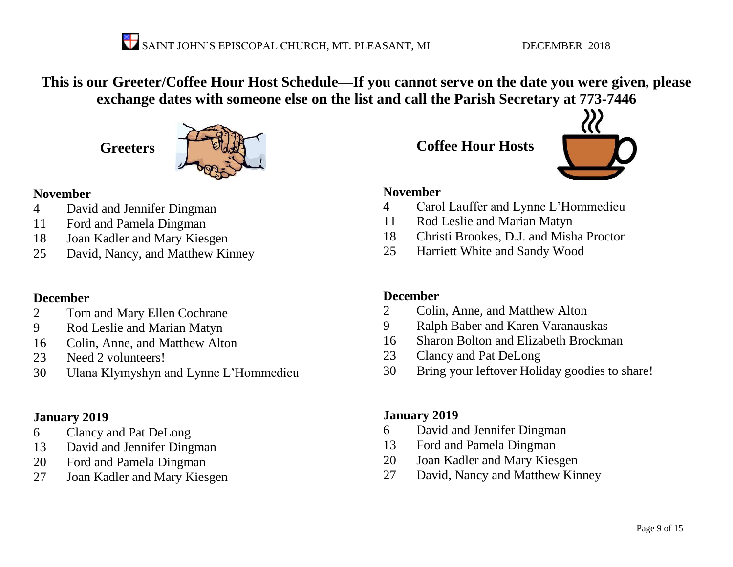**This is our Greeter/Coffee Hour Host Schedule—If you cannot serve on the date you were given, please exchange dates with someone else on the list and call the Parish Secretary at 773-7446**

## Greeters

**November**

4 David and Jennifer Dingman
11 Ford and Pamela Dingman
18 Joan Kadler and Mary Kiesgen
25 David, Nancy, and Matthew Kinney

**December**

2 Tom and Mary Ellen Cochrane
9 Rod Leslie and Marian Matyn
16 Colin, Anne, and Matthew Alton
23 Need 2 volunteers!
30 Ulana Klymyshyn and Lynne L'Hommedieu

**January 2019**

6 Clancy and Pat DeLong
13 David and Jennifer Dingman
20 Ford and Pamela Dingman
27 Joan Kadler and Mary Kiesgen

## Coffee Hour Hosts

**November**

**4** Carol Lauffer and Lynne L'Hommedieu
11 Rod Leslie and Marian Matyn
18 Christi Brookes, D.J. and Misha Proctor
25 Harriett White and Sandy Wood

**December**

2 Colin, Anne, and Matthew Alton
9 Ralph Baber and Karen Varanauskas
16 Sharon Bolton and Elizabeth Brockman
23 Clancy and Pat DeLong
30 Bring your leftover Holiday goodies to share!

**January 2019**

6 David and Jennifer Dingman
13 Ford and Pamela Dingman
20 Joan Kadler and Mary Kiesgen
27 David, Nancy and Matthew Kinney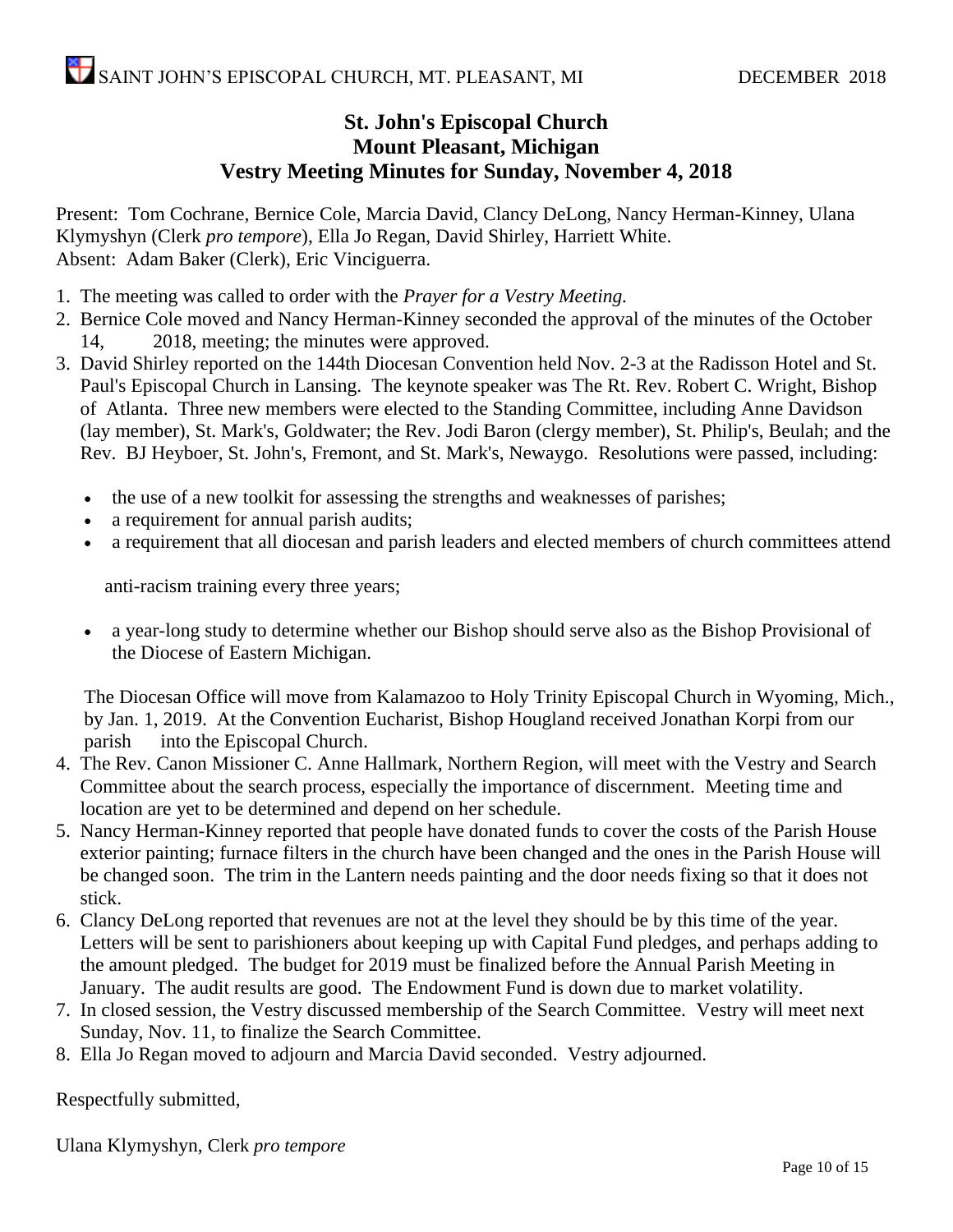# St. John's Episcopal Church
## Mount Pleasant, Michigan
## Vestry Meeting Minutes for Sunday, November 4, 2018

Present: Tom Cochrane, Bernice Cole, Marcia David, Clancy DeLong, Nancy Herman-Kinney, Ulana Klymyshyn (Clerk *pro tempore*), Ella Jo Regan, David Shirley, Harriett White.
Absent: Adam Baker (Clerk), Eric Vinciguerra.

1. The meeting was called to order with the *Prayer for a Vestry Meeting.*
2. Bernice Cole moved and Nancy Herman-Kinney seconded the approval of the minutes of the October 14, 2018, meeting; the minutes were approved.
3. David Shirley reported on the 144th Diocesan Convention held Nov. 2-3 at the Radisson Hotel and St. Paul's Episcopal Church in Lansing. The keynote speaker was The Rt. Rev. Robert C. Wright, Bishop of Atlanta. Three new members were elected to the Standing Committee, including Anne Davidson (lay member), St. Mark's, Goldwater; the Rev. Jodi Baron (clergy member), St. Philip's, Beulah; and the Rev. BJ Heyboer, St. John's, Fremont, and St. Mark's, Newaygo. Resolutions were passed, including:
   - the use of a new toolkit for assessing the strengths and weaknesses of parishes;
   - a requirement for annual parish audits;
   - a requirement that all diocesan and parish leaders and elected members of church committees attend anti-racism training every three years;
   - a year-long study to determine whether our Bishop should serve also as the Bishop Provisional of the Diocese of Eastern Michigan.

   The Diocesan Office will move from Kalamazoo to Holy Trinity Episcopal Church in Wyoming, Mich., by Jan. 1, 2019. At the Convention Eucharist, Bishop Hougland received Jonathan Korpi from our parish into the Episcopal Church.
4. The Rev. Canon Missioner C. Anne Hallmark, Northern Region, will meet with the Vestry and Search Committee about the search process, especially the importance of discernment. Meeting time and location are yet to be determined and depend on her schedule.
5. Nancy Herman-Kinney reported that people have donated funds to cover the costs of the Parish House exterior painting; furnace filters in the church have been changed and the ones in the Parish House will be changed soon. The trim in the Lantern needs painting and the door needs fixing so that it does not stick.
6. Clancy DeLong reported that revenues are not at the level they should be by this time of the year. Letters will be sent to parishioners about keeping up with Capital Fund pledges, and perhaps adding to the amount pledged. The budget for 2019 must be finalized before the Annual Parish Meeting in January. The audit results are good. The Endowment Fund is down due to market volatility.
7. In closed session, the Vestry discussed membership of the Search Committee. Vestry will meet next Sunday, Nov. 11, to finalize the Search Committee.
8. Ella Jo Regan moved to adjourn and Marcia David seconded. Vestry adjourned.

Respectfully submitted,

Ulana Klymyshyn, Clerk *pro tempore*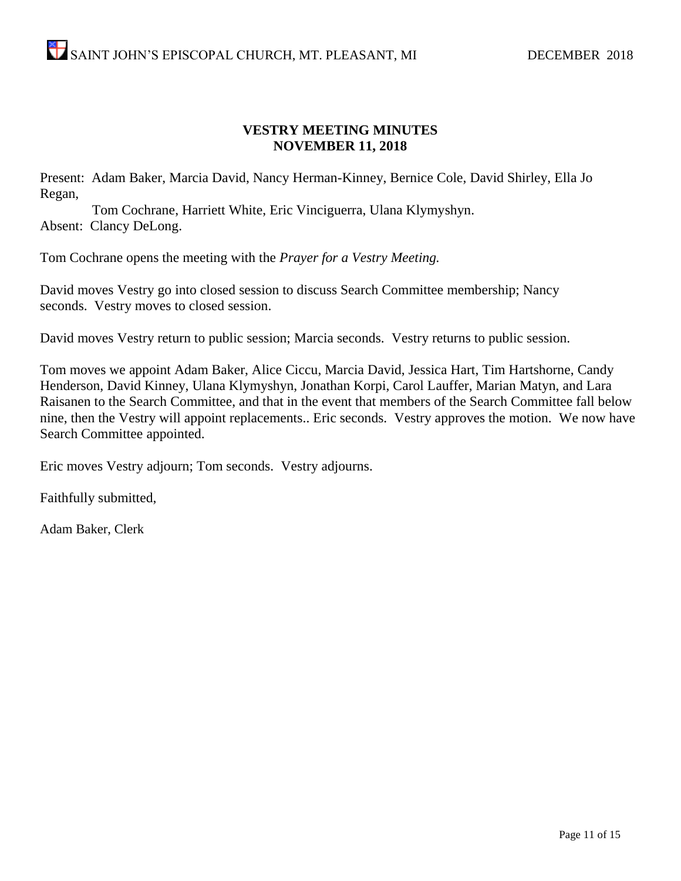## VESTRY MEETING MINUTES
## NOVEMBER 11, 2018

Present: Adam Baker, Marcia David, Nancy Herman-Kinney, Bernice Cole, David Shirley, Ella Jo Regan,
Tom Cochrane, Harriett White, Eric Vinciguerra, Ulana Klymyshyn.
Absent: Clancy DeLong.

Tom Cochrane opens the meeting with the *Prayer for a Vestry Meeting.*

David moves Vestry go into closed session to discuss Search Committee membership; Nancy seconds. Vestry moves to closed session.

David moves Vestry return to public session; Marcia seconds. Vestry returns to public session.

Tom moves we appoint Adam Baker, Alice Ciccu, Marcia David, Jessica Hart, Tim Hartshorne, Candy Henderson, David Kinney, Ulana Klymyshyn, Jonathan Korpi, Carol Lauffer, Marian Matyn, and Lara Raisanen to the Search Committee, and that in the event that members of the Search Committee fall below nine, then the Vestry will appoint replacements.. Eric seconds. Vestry approves the motion. We now have Search Committee appointed.

Eric moves Vestry adjourn; Tom seconds. Vestry adjourns.

Faithfully submitted,

Adam Baker, Clerk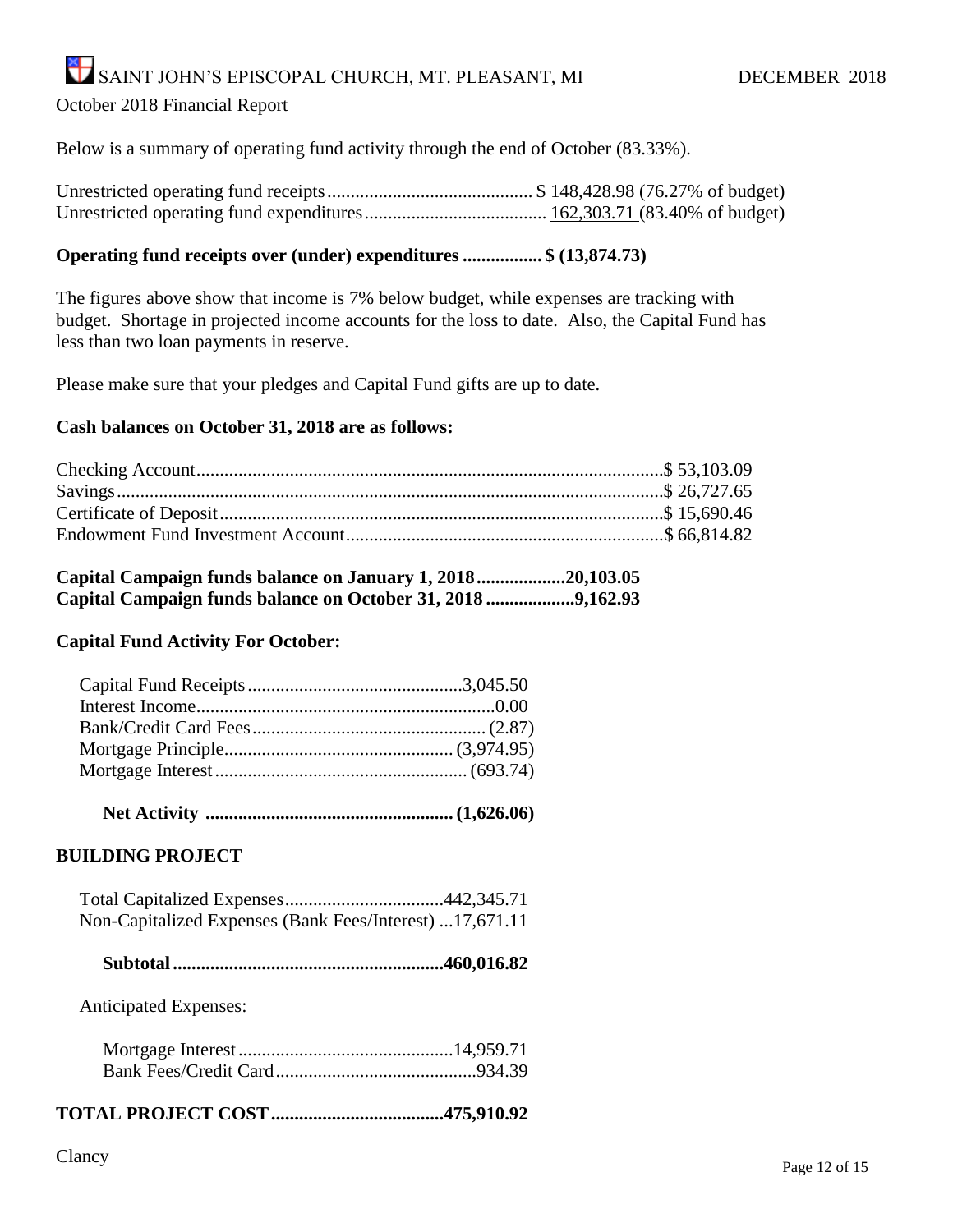SAINT JOHN'S EPISCOPAL CHURCH, MT. PLEASANT, MI DECEMBER 2018

October 2018 Financial Report

Below is a summary of operating fund activity through the end of October (83.33%).

Unrestricted operating fund receipts............................................ $ 148,428.98 (76.27% of budget)
Unrestricted operating fund expenditures....................................... 162,303.71 (83.40% of budget)

**Operating fund receipts over (under) expenditures ................. $ (13,874.73)**

The figures above show that income is 7% below budget, while expenses are tracking with budget. Shortage in projected income accounts for the loss to date. Also, the Capital Fund has less than two loan payments in reserve.

Please make sure that your pledges and Capital Fund gifts are up to date.

**Cash balances on October 31, 2018 are as follows:**

Checking Account....................................................................................................$ 53,103.09
Savings....................................................................................................................$ 26,727.65
Certificate of Deposit..............................................................................................$ 15,690.46
Endowment Fund Investment Account...................................................................$ 66,814.82

**Capital Campaign funds balance on January 1, 2018...................20,103.05**
**Capital Campaign funds balance on October 31, 2018...................9,162.93**

**Capital Fund Activity For October:**

Capital Fund Receipts..............................................3,045.50
Interest Income................................................................0.00
Bank/Credit Card Fees.................................................. (2.87)
Mortgage Principle................................................ (3,974.95)
Mortgage Interest...................................................... (693.74)

**Net Activity ..................................................... (1,626.06)**

**BUILDING PROJECT**

Total Capitalized Expenses..................................442,345.71
Non-Capitalized Expenses (Bank Fees/Interest) ...17,671.11

**Subtotal..........................................................460,016.82**

Anticipated Expenses:

Mortgage Interest..............................................14,959.71
Bank Fees/Credit Card...........................................934.39

**TOTAL PROJECT COST.....................................475,910.92**

Clancy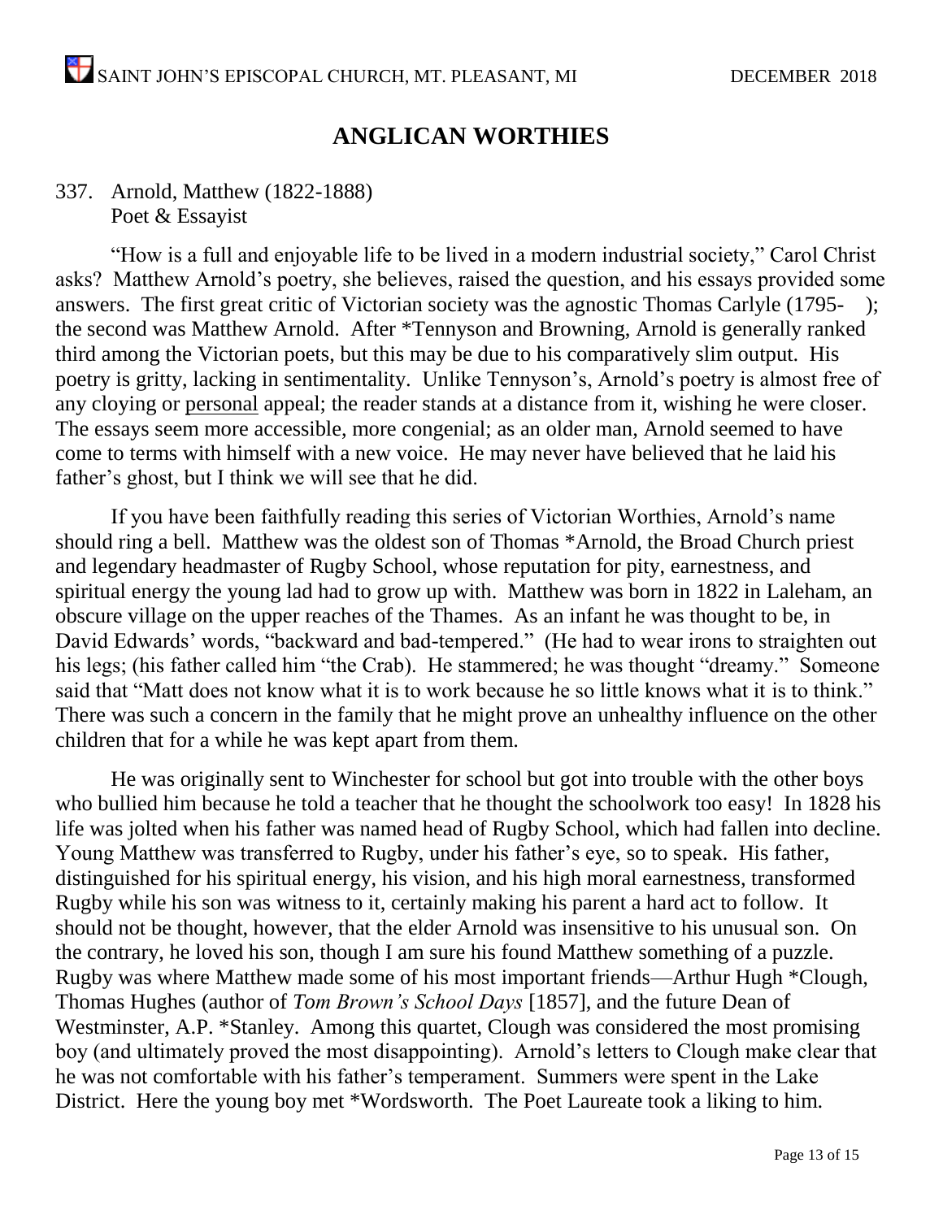## ANGLICAN WORTHIES

337. Arnold, Matthew (1822-1888)
Poet & Essayist

"How is a full and enjoyable life to be lived in a modern industrial society," Carol Christ asks? Matthew Arnold's poetry, she believes, raised the question, and his essays provided some answers. The first great critic of Victorian society was the agnostic Thomas Carlyle (1795- ); the second was Matthew Arnold. After *Tennyson and Browning, Arnold is generally ranked third among the Victorian poets, but this may be due to his comparatively slim output. His poetry is gritty, lacking in sentimentality. Unlike Tennyson's, Arnold's poetry is almost free of any cloying or <u>personal</u> appeal; the reader stands at a distance from it, wishing he were closer. The essays seem more accessible, more congenial; as an older man, Arnold seemed to have come to terms with himself with a new voice. He may never have believed that he laid his father's ghost, but I think we will see that he did.

If you have been faithfully reading this series of Victorian Worthies, Arnold's name should ring a bell. Matthew was the oldest son of Thomas *Arnold, the Broad Church priest and legendary headmaster of Rugby School, whose reputation for pity, earnestness, and spiritual energy the young lad had to grow up with. Matthew was born in 1822 in Laleham, an obscure village on the upper reaches of the Thames. As an infant he was thought to be, in David Edwards' words, "backward and bad-tempered." (He had to wear irons to straighten out his legs; (his father called him "the Crab). He stammered; he was thought "dreamy." Someone said that "Matt does not know what it is to work because he so little knows what it is to think." There was such a concern in the family that he might prove an unhealthy influence on the other children that for a while he was kept apart from them.

He was originally sent to Winchester for school but got into trouble with the other boys who bullied him because he told a teacher that he thought the schoolwork too easy! In 1828 his life was jolted when his father was named head of Rugby School, which had fallen into decline. Young Matthew was transferred to Rugby, under his father's eye, so to speak. His father, distinguished for his spiritual energy, his vision, and his high moral earnestness, transformed Rugby while his son was witness to it, certainly making his parent a hard act to follow. It should not be thought, however, that the elder Arnold was insensitive to his unusual son. On the contrary, he loved his son, though I am sure his found Matthew something of a puzzle. Rugby was where Matthew made some of his most important friends—Arthur Hugh *Clough, Thomas Hughes (author of *Tom Brown's School Days* [1857], and the future Dean of Westminster, A.P. *Stanley. Among this quartet, Clough was considered the most promising boy (and ultimately proved the most disappointing). Arnold's letters to Clough make clear that he was not comfortable with his father's temperament. Summers were spent in the Lake District. Here the young boy met *Wordsworth. The Poet Laureate took a liking to him.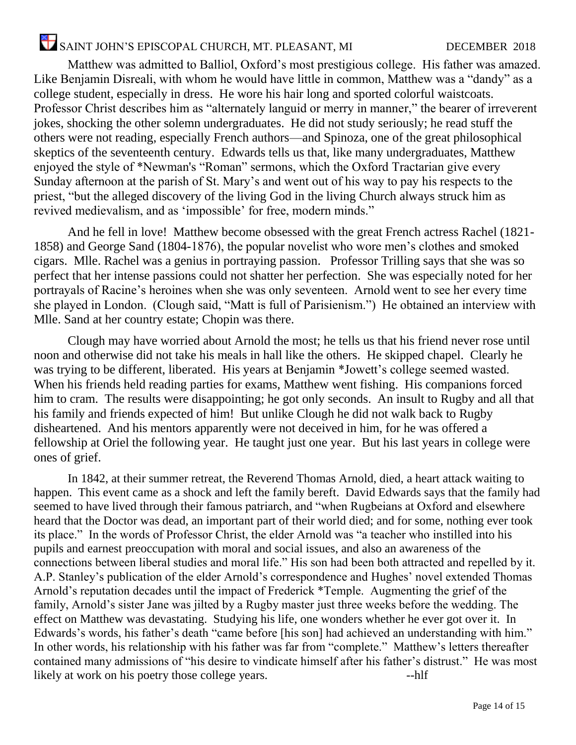Matthew was admitted to Balliol, Oxford's most prestigious college. His father was amazed. Like Benjamin Disreali, with whom he would have little in common, Matthew was a "dandy" as a college student, especially in dress. He wore his hair long and sported colorful waistcoats. Professor Christ describes him as "alternately languid or merry in manner," the bearer of irreverent jokes, shocking the other solemn undergraduates. He did not study seriously; he read stuff the others were not reading, especially French authors—and Spinoza, one of the great philosophical skeptics of the seventeenth century. Edwards tells us that, like many undergraduates, Matthew enjoyed the style of *Newman's "Roman" sermons, which the Oxford Tractarian give every Sunday afternoon at the parish of St. Mary's and went out of his way to pay his respects to the priest, "but the alleged discovery of the living God in the living Church always struck him as revived medievalism, and as 'impossible' for free, modern minds."

And he fell in love! Matthew become obsessed with the great French actress Rachel (1821-1858) and George Sand (1804-1876), the popular novelist who wore men's clothes and smoked cigars. Mlle. Rachel was a genius in portraying passion. Professor Trilling says that she was so perfect that her intense passions could not shatter her perfection. She was especially noted for her portrayals of Racine's heroines when she was only seventeen. Arnold went to see her every time she played in London. (Clough said, "Matt is full of Parisienism.") He obtained an interview with Mlle. Sand at her country estate; Chopin was there.

Clough may have worried about Arnold the most; he tells us that his friend never rose until noon and otherwise did not take his meals in hall like the others. He skipped chapel. Clearly he was trying to be different, liberated. His years at Benjamin *Jowett's college seemed wasted. When his friends held reading parties for exams, Matthew went fishing. His companions forced him to cram. The results were disappointing; he got only seconds. An insult to Rugby and all that his family and friends expected of him! But unlike Clough he did not walk back to Rugby disheartened. And his mentors apparently were not deceived in him, for he was offered a fellowship at Oriel the following year. He taught just one year. But his last years in college were ones of grief.

In 1842, at their summer retreat, the Reverend Thomas Arnold, died, a heart attack waiting to happen. This event came as a shock and left the family bereft. David Edwards says that the family had seemed to have lived through their famous patriarch, and "when Rugbeians at Oxford and elsewhere heard that the Doctor was dead, an important part of their world died; and for some, nothing ever took its place." In the words of Professor Christ, the elder Arnold was "a teacher who instilled into his pupils and earnest preoccupation with moral and social issues, and also an awareness of the connections between liberal studies and moral life." His son had been both attracted and repelled by it. A.P. Stanley's publication of the elder Arnold's correspondence and Hughes' novel extended Thomas Arnold's reputation decades until the impact of Frederick *Temple. Augmenting the grief of the family, Arnold's sister Jane was jilted by a Rugby master just three weeks before the wedding. The effect on Matthew was devastating. Studying his life, one wonders whether he ever got over it. In Edwards's words, his father's death "came before [his son] had achieved an understanding with him." In other words, his relationship with his father was far from "complete." Matthew's letters thereafter contained many admissions of "his desire to vindicate himself after his father's distrust." He was most likely at work on his poetry those college years. --hlf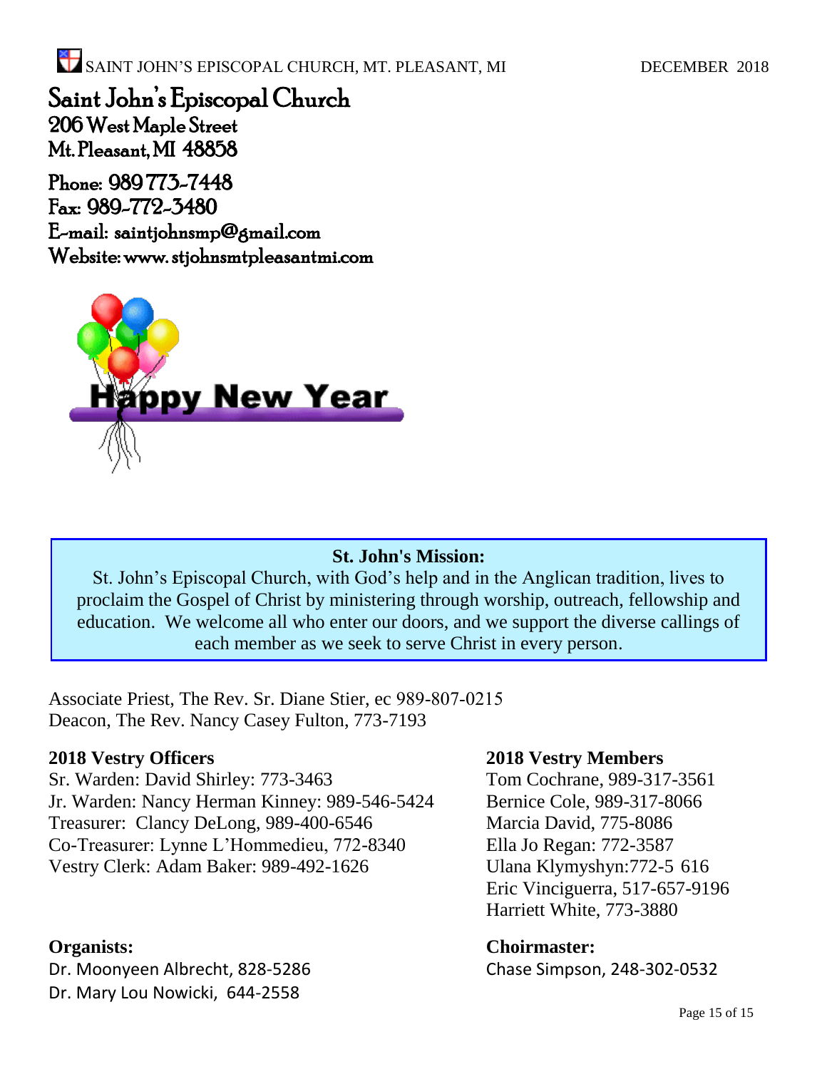# Saint John's Episcopal Church

206 West Maple Street
Mt. Pleasant, MI 48858

Phone: 989 773-7448
Fax: 989-772-3480
E-mail: saintjohnsmp@gmail.com
Website: www. stjohnsmtpleasantmi.com

Happy New Year

**St. John's Mission:**

St. John's Episcopal Church, with God's help and in the Anglican tradition, lives to proclaim the Gospel of Christ by ministering through worship, outreach, fellowship and education. We welcome all who enter our doors, and we support the diverse callings of each member as we seek to serve Christ in every person.

Associate Priest, The Rev. Sr. Diane Stier, ec 989-807-0215
Deacon, The Rev. Nancy Casey Fulton, 773-7193

**2018 Vestry Officers**

Sr. Warden: David Shirley: 773-3463
Jr. Warden: Nancy Herman Kinney: 989-546-5424
Treasurer: Clancy DeLong, 989-400-6546
Co-Treasurer: Lynne L'Hommedieu, 772-8340
Vestry Clerk: Adam Baker: 989-492-1626

**2018 Vestry Members**

Tom Cochrane, 989-317-3561
Bernice Cole, 989-317-8066
Marcia David, 775-8086
Ella Jo Regan: 772-3587
Ulana Klymyshyn:772-5 616
Eric Vinciguerra, 517-657-9196
Harriett White, 773-3880

**Organists:**

Dr. Moonyeen Albrecht, 828-5286
Dr. Mary Lou Nowicki, 644-2558

**Choirmaster:**

Chase Simpson, 248-302-0532